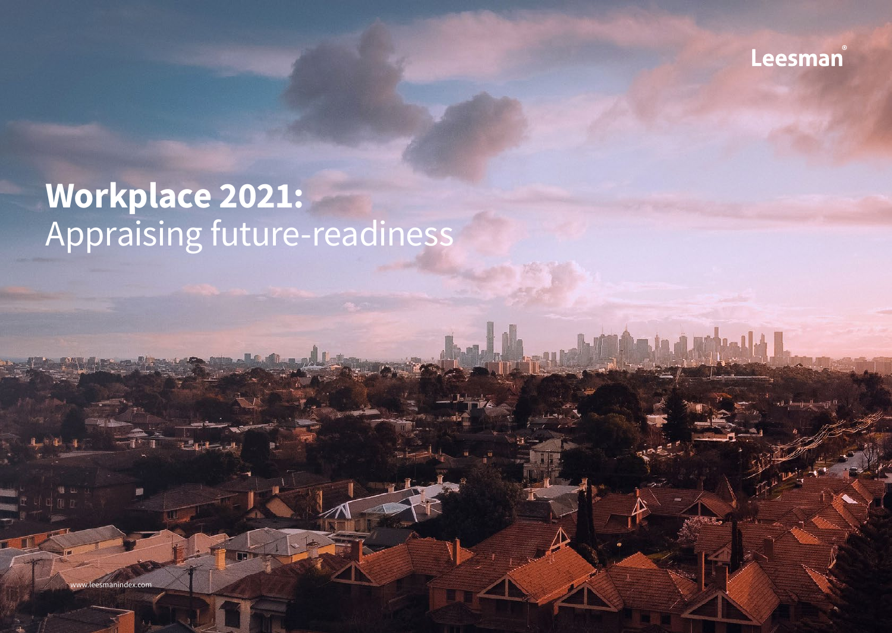Leesman®

# **Workplace 2021:** Appraising future-readiness

www.leesmanindex.com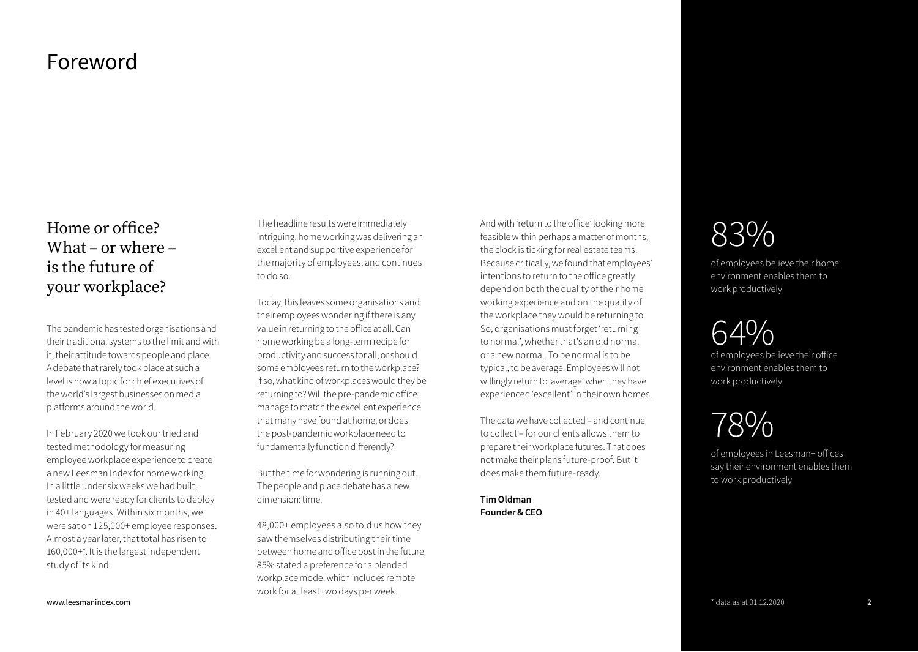# Foreword

## Home or office? What – or where – is the future of your workplace?

The pandemic has tested organisations and their traditional systems to the limit and with it, their attitude towards people and place. A debate that rarely took place at such a level is now a topic for chief executives of the world's largest businesses on media platforms around the world.

In February 2020 we took our tried and tested methodology for measuring employee workplace experience to create a new Leesman Index for home working. In a little under six weeks we had built, tested and were ready for clients to deploy in 40+ languages. Within six months, we were sat on 125,000+ employee responses. Almost a year later, that total has risen to 160,000+*. It is the largest independent study of its kind.

The headline results were immediately intriguing: home working was delivering an excellent and supportive experience for the majority of employees, and continues to do so.

Today, this leaves some organisations and their employees wondering if there is any value in returning to the office at all. Can home working be a long-term recipe for productivity and success for all, or should some employees return to the workplace? If so, what kind of workplaces would they be returning to? Will the pre-pandemic office manage to match the excellent experience that many have found at home, or does the post-pandemic workplace need to fundamentally function differently?

But the time for wondering is running out. The people and place debate has a new dimension: time.

48,000+ employees also told us how they saw themselves distributing their time between home and office post in the future. 85% stated a preference for a blended workplace model which includes remote work for at least two days per week.

And with 'return to the office' looking more feasible within perhaps a matter of months, the clock is ticking for real estate teams. Because critically, we found that employees' intentions to return to the office greatly depend on both the quality of their home working experience and on the quality of the workplace they would be returning to. So, organisations must forget 'returning to normal', whether that's an old normal or a new normal. To be normal is to be typical, to be average. Employees will not willingly return to 'average' when they have experienced 'excellent' in their own homes.

The data we have collected – and continue to collect – for our clients allows them to prepare their workplace futures. That does not make their plans future-proof. But it does make them future-ready.

**Tim Oldman**
**Founder & CEO**

83%

of employees believe their home environment enables them to work productively

64%

of employees believe their office environment enables them to work productively

78%

of employees in Leesman+ offices say their environment enables them to work productively

\* data as at 31.12.2020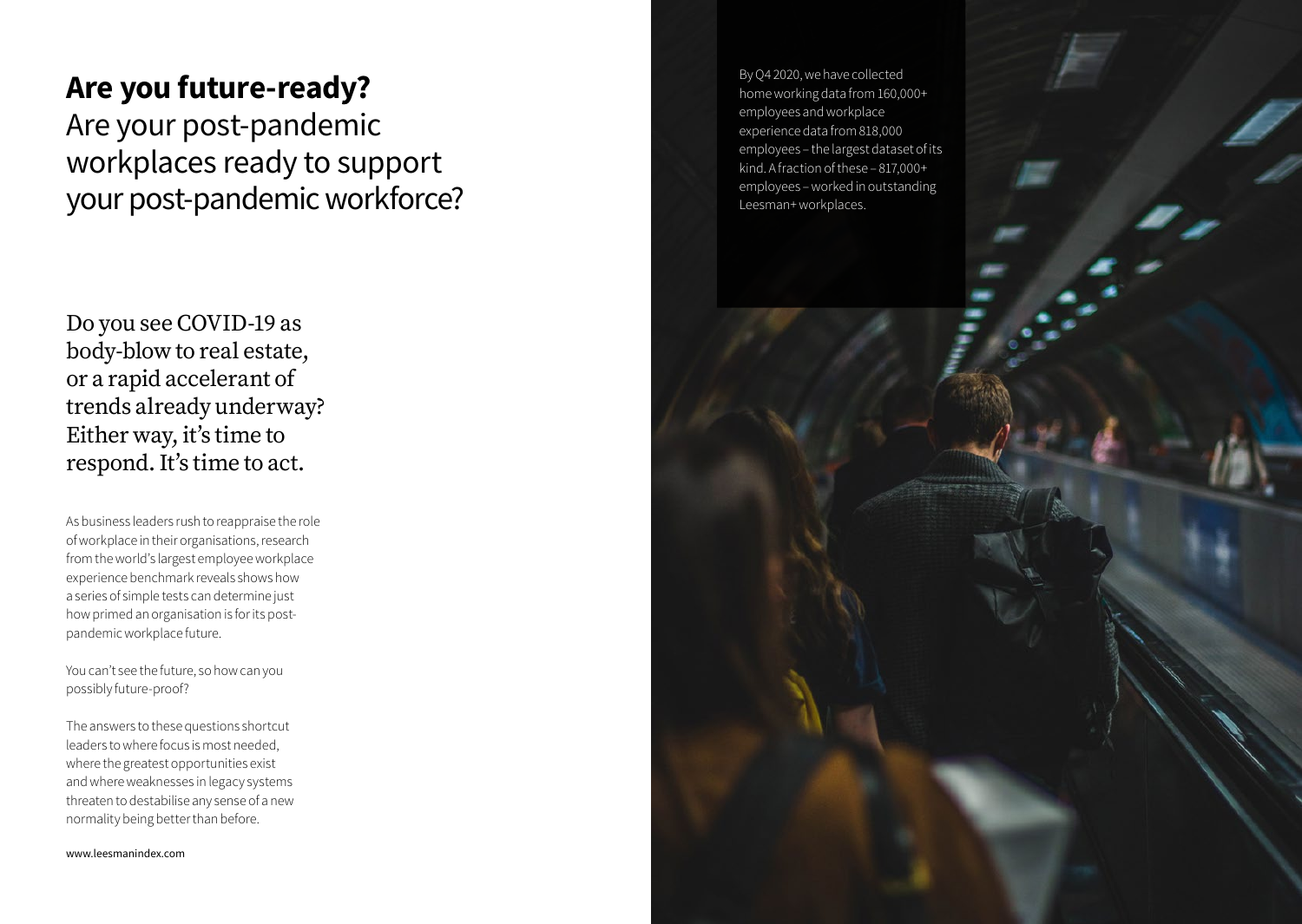# **Are you future-ready?**

Are your post-pandemic workplaces ready to support your post-pandemic workforce?

Do you see COVID-19 as body-blow to real estate, or a rapid accelerant of trends already underway? Either way, it's time to respond. It's time to act.

As business leaders rush to reappraise the role of workplace in their organisations, research from the world's largest employee workplace experience benchmark reveals shows how a series of simple tests can determine just how primed an organisation is for its post-pandemic workplace future.

You can't see the future, so how can you possibly future-proof?

The answers to these questions shortcut leaders to where focus is most needed, where the greatest opportunities exist and where weaknesses in legacy systems threaten to destabilise any sense of a new normality being better than before.

www.leesmanindex.com

By Q4 2020, we have collected home working data from 160,000+ employees and workplace experience data from 818,000 employees – the largest dataset of its kind. A fraction of these – 817,000+ employees – worked in outstanding Leesman+ workplaces.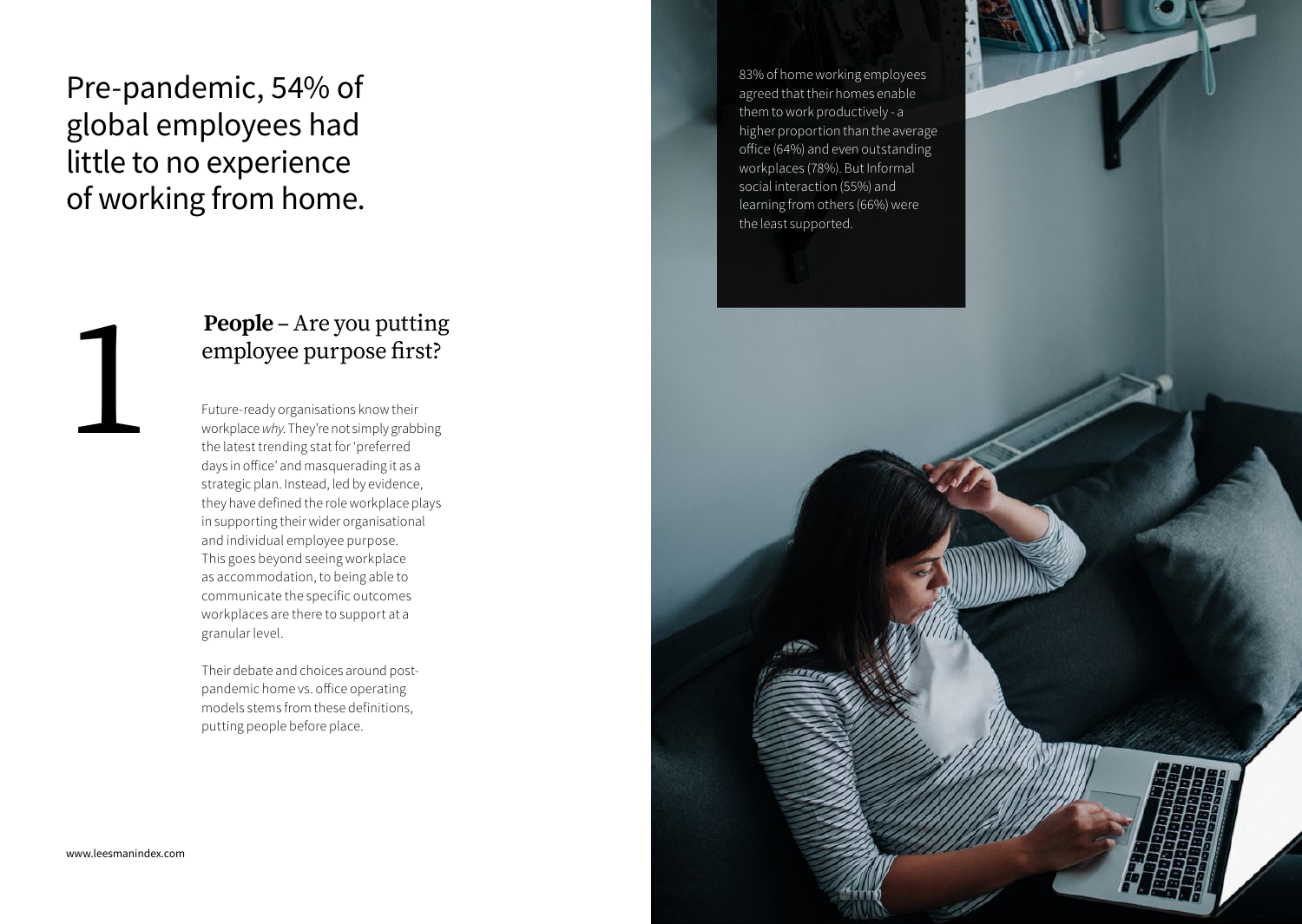# Pre-pandemic, 54% of global employees had little to no experience of working from home.

## 1 **People** – Are you putting employee purpose first?

Future-ready organisations know their workplace *why*. They're not simply grabbing the latest trending stat for 'preferred days in office' and masquerading it as a strategic plan. Instead, led by evidence, they have defined the role workplace plays in supporting their wider organisational and individual employee purpose. This goes beyond seeing workplace as accommodation, to being able to communicate the specific outcomes workplaces are there to support at a granular level.

Their debate and choices around post-pandemic home vs. office operating models stems from these definitions, putting people before place.

83% of home working employees agreed that their homes enable them to work productively - a higher proportion than the average office (64%) and even outstanding workplaces (78%). But Informal social interaction (55%) and learning from others (66%) were the least supported.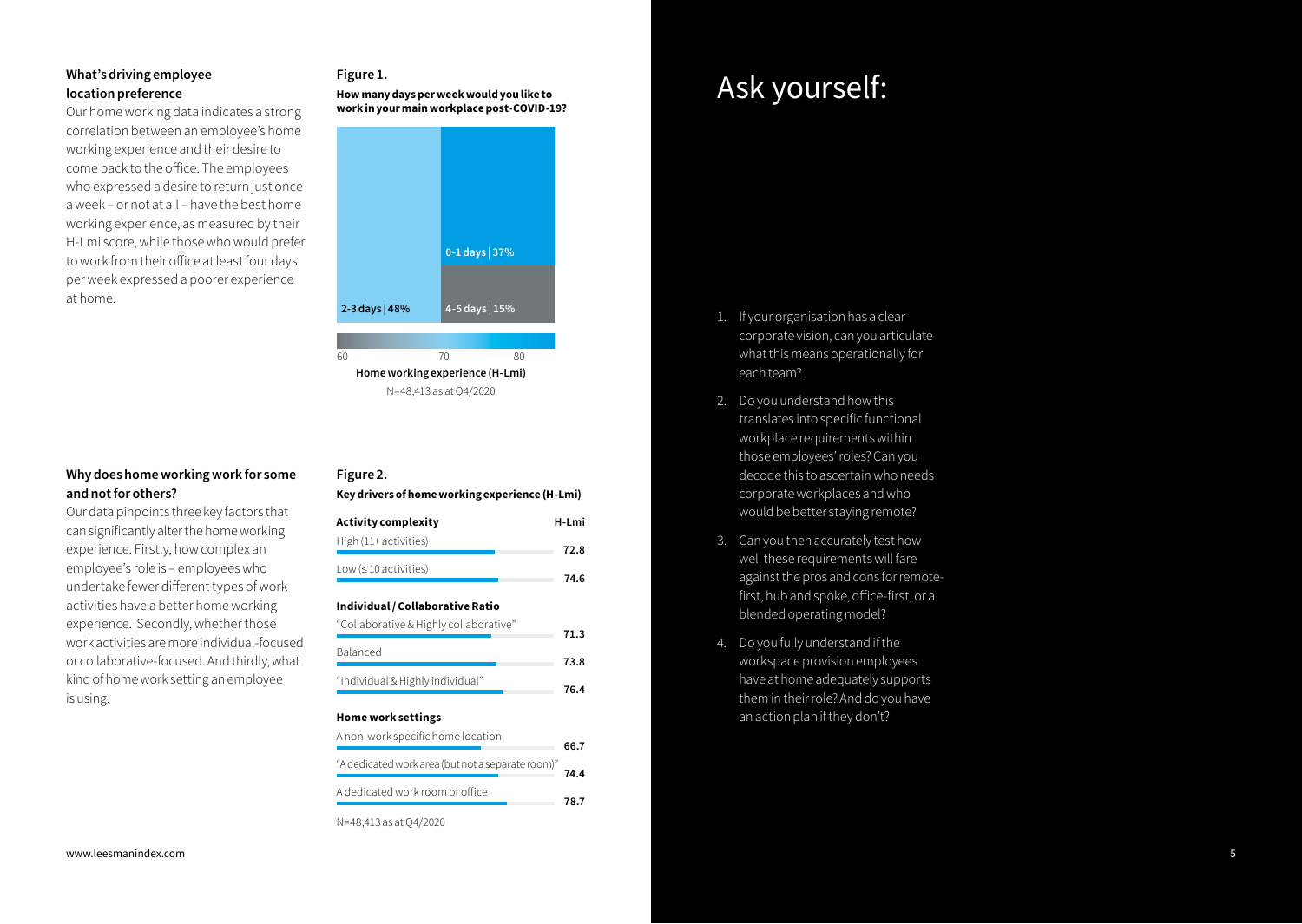### What's driving employee location preference

Our home working data indicates a strong correlation between an employee's home working experience and their desire to come back to the office. The employees who expressed a desire to return just once a week – or not at all – have the best home working experience, as measured by their H-Lmi score, while those who would prefer to work from their office at least four days per week expressed a poorer experience at home.

**Figure 1.**

**How many days per week would you like to work in your main workplace post-COVID-19?**

| Days | Share |
|---|---|
| 2-3 days | 48% |
| 0-1 days | 37% |
| 4-5 days | 15% |

Home working experience (H-Lmi) scale: 60 – 70 – 80

N=48,413 as at Q4/2020

### Why does home working work for some and not for others?

Our data pinpoints three key factors that can significantly alter the home working experience. Firstly, how complex an employee's role is – employees who undertake fewer different types of work activities have a better home working experience. Secondly, whether those work activities are more individual-focused or collaborative-focused. And thirdly, what kind of home work setting an employee is using.

**Figure 2.**

**Key drivers of home working experience (H-Lmi)**

| Activity complexity | H-Lmi |
|---|---|
| High (11+ activities) | 72.8 |
| Low (≤ 10 activities) | 74.6 |
| **Individual / Collaborative Ratio** | |
| "Collaborative & Highly collaborative" | 71.3 |
| Balanced | 73.8 |
| "Individual & Highly individual" | 76.4 |
| **Home work settings** | |
| A non-work specific home location | 66.7 |
| "A dedicated work area (but not a separate room)" | 74.4 |
| A dedicated work room or office | 78.7 |

N=48,413 as at Q4/2020

www.leesmanindex.com

# Ask yourself:

1. If your organisation has a clear corporate vision, can you articulate what this means operationally for each team?
2. Do you understand how this translates into specific functional workplace requirements within those employees' roles? Can you decode this to ascertain who needs corporate workplaces and who would be better staying remote?
3. Can you then accurately test how well these requirements will fare against the pros and cons for remote-first, hub and spoke, office-first, or a blended operating model?
4. Do you fully understand if the workspace provision employees have at home adequately supports them in their role? And do you have an action plan if they don't?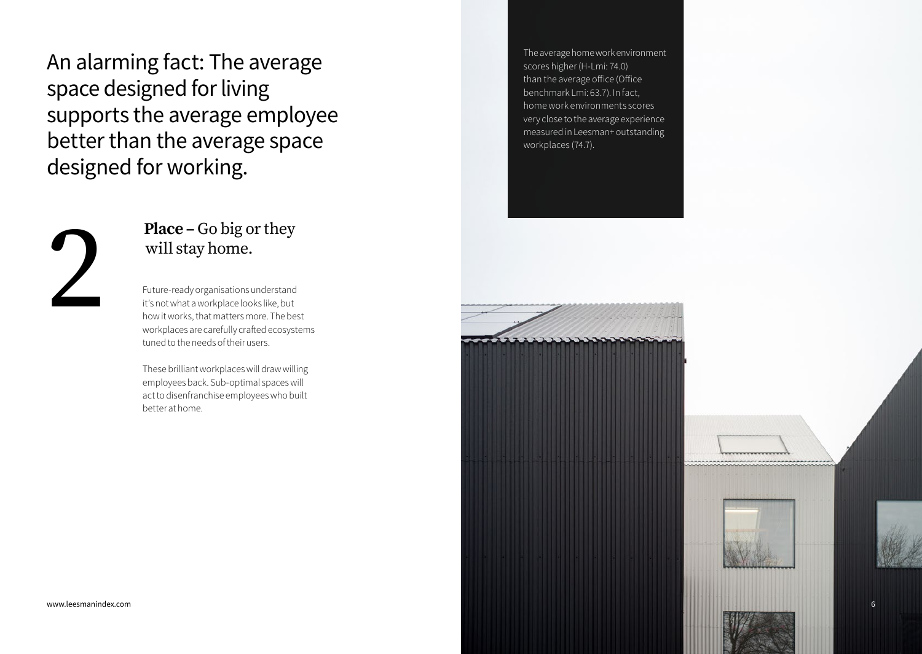# An alarming fact: The average space designed for living supports the average employee better than the average space designed for working.

## 2 **Place –** Go big or they will stay home.

Future-ready organisations understand it's not what a workplace looks like, but how it works, that matters more. The best workplaces are carefully crafted ecosystems tuned to the needs of their users.

These brilliant workplaces will draw willing employees back. Sub-optimal spaces will act to disenfranchise employees who built better at home.

The average home work environment scores higher (H-Lmi: 74.0) than the average office (Office benchmark Lmi: 63.7). In fact, home work environments scores very close to the average experience measured in Leesman+ outstanding workplaces (74.7).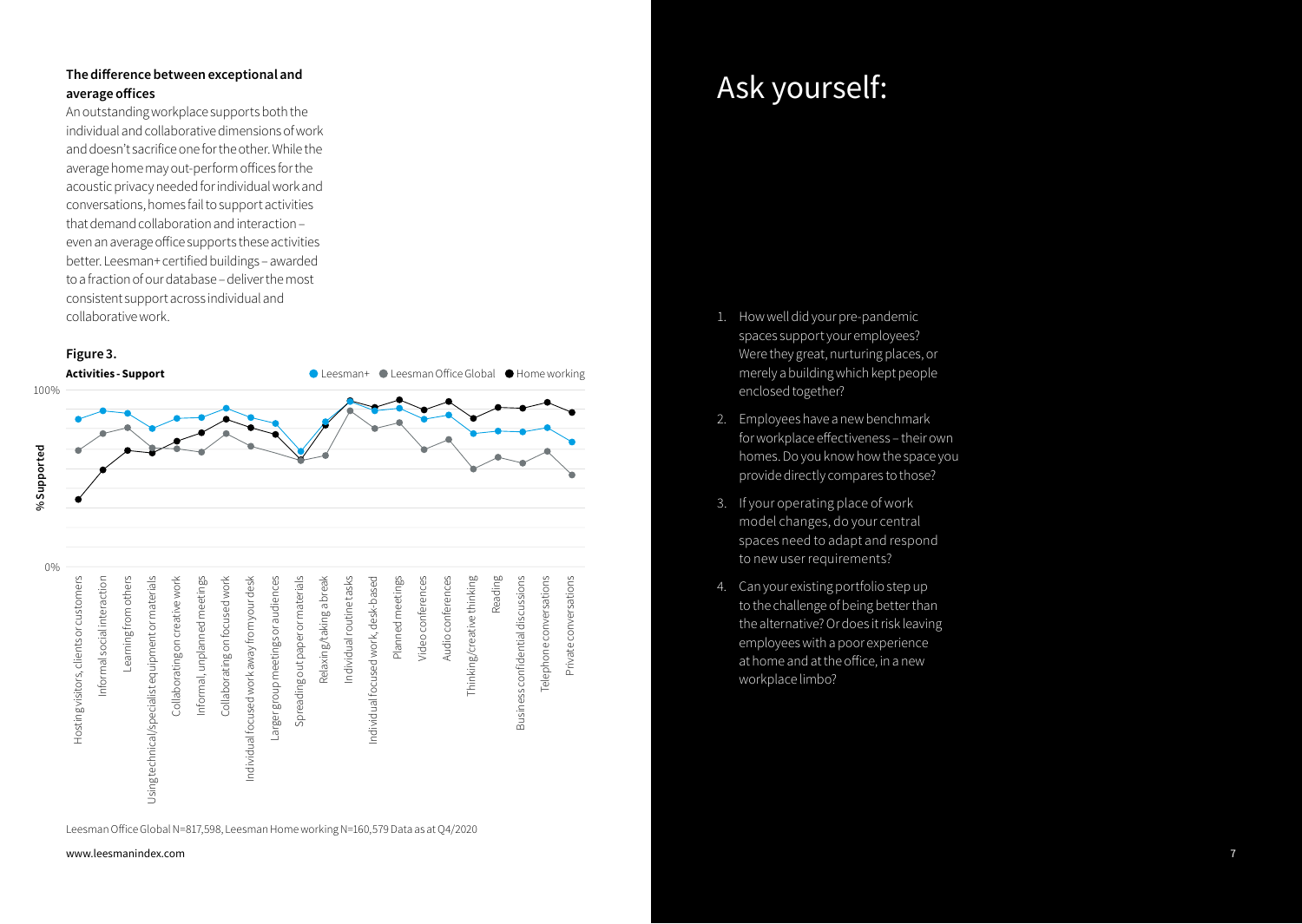**The difference between exceptional and average offices**

An outstanding workplace supports both the individual and collaborative dimensions of work and doesn't sacrifice one for the other. While the average home may out-perform offices for the acoustic privacy needed for individual work and conversations, homes fail to support activities that demand collaboration and interaction – even an average office supports these activities better. Leesman+ certified buildings – awarded to a fraction of our database – deliver the most consistent support across individual and collaborative work.

**Figure 3.**

**Activities - Support**

Legend: Leesman+, Leesman Office Global, Home working

Y-axis: % Supported (0% – 100%)

Activities (x-axis): Hosting visitors, clients or customers; Informal social interaction; Learning from others; Using technical/specialist equipment or materials; Collaborating on creative work; Informal, unplanned meetings; Collaborating on focused work; Individual focused work away from your desk; Larger group meetings or audiences; Spreading out paper or materials; Relaxing/taking a break; Individual routine tasks; Individual focused work, desk-based; Planned meetings; Video conferences; Audio conferences; Thinking/creative thinking; Reading; Business confidential discussions; Telephone conversations; Private conversations

Leesman Office Global N=817,598, Leesman Home working N=160,579 Data as at Q4/2020

www.leesmanindex.com

# Ask yourself:

1. How well did your pre-pandemic spaces support your employees? Were they great, nurturing places, or merely a building which kept people enclosed together?
2. Employees have a new benchmark for workplace effectiveness – their own homes. Do you know how the space you provide directly compares to those?
3. If your operating place of work model changes, do your central spaces need to adapt and respond to new user requirements?
4. Can your existing portfolio step up to the challenge of being better than the alternative? Or does it risk leaving employees with a poor experience at home and at the office, in a new workplace limbo?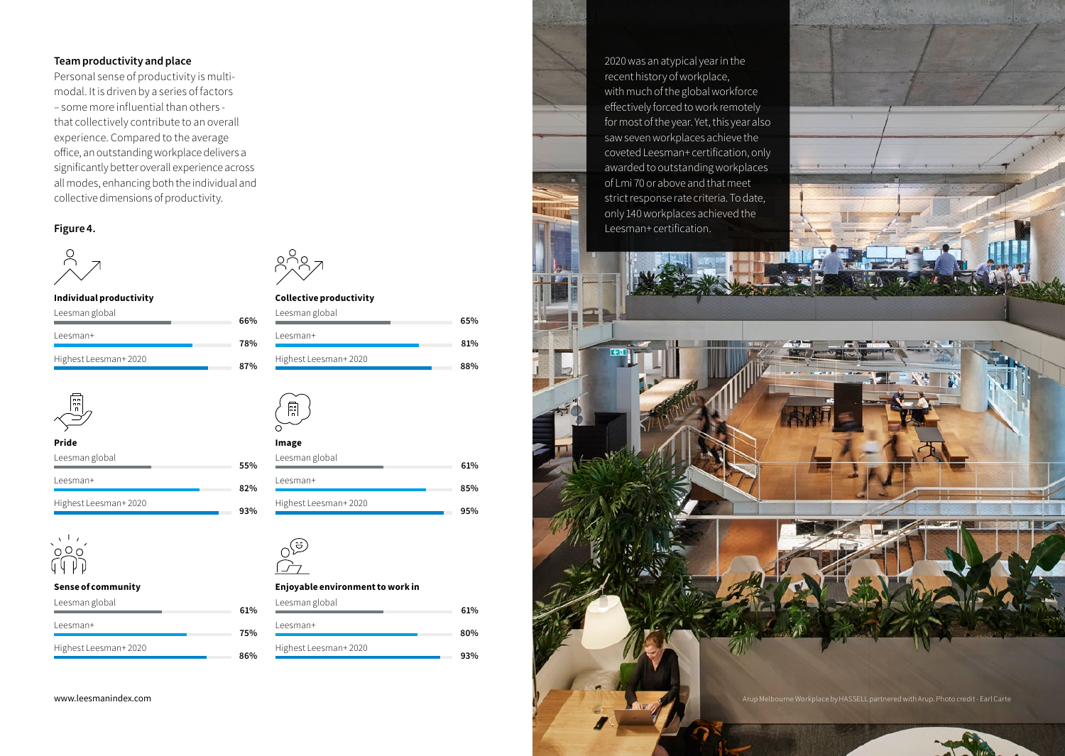### Team productivity and place

Personal sense of productivity is multi-modal. It is driven by a series of factors – some more influential than others - that collectively contribute to an overall experience. Compared to the average office, an outstanding workplace delivers a significantly better overall experience across all modes, enhancing both the individual and collective dimensions of productivity.

**Figure 4.**

**Individual productivity**

| | |
|---|---|
| Leesman global | 66% |
| Leesman+ | 78% |
| Highest Leesman+ 2020 | 87% |

**Collective productivity**

| | |
|---|---|
| Leesman global | 65% |
| Leesman+ | 81% |
| Highest Leesman+ 2020 | 88% |

**Pride**

| | |
|---|---|
| Leesman global | 55% |
| Leesman+ | 82% |
| Highest Leesman+ 2020 | 93% |

**Image**

| | |
|---|---|
| Leesman global | 61% |
| Leesman+ | 85% |
| Highest Leesman+ 2020 | 95% |

**Sense of community**

| | |
|---|---|
| Leesman global | 61% |
| Leesman+ | 75% |
| Highest Leesman+ 2020 | 86% |

**Enjoyable environment to work in**

| | |
|---|---|
| Leesman global | 61% |
| Leesman+ | 80% |
| Highest Leesman+ 2020 | 93% |

2020 was an atypical year in the recent history of workplace, with much of the global workforce effectively forced to work remotely for most of the year. Yet, this year also saw seven workplaces achieve the coveted Leesman+ certification, only awarded to outstanding workplaces of Lmi 70 or above and that meet strict response rate criteria. To date, only 140 workplaces achieved the Leesman+ certification.

Arup Melbourne Workplace by HASSELL partnered with Arup. Photo credit - Earl Carte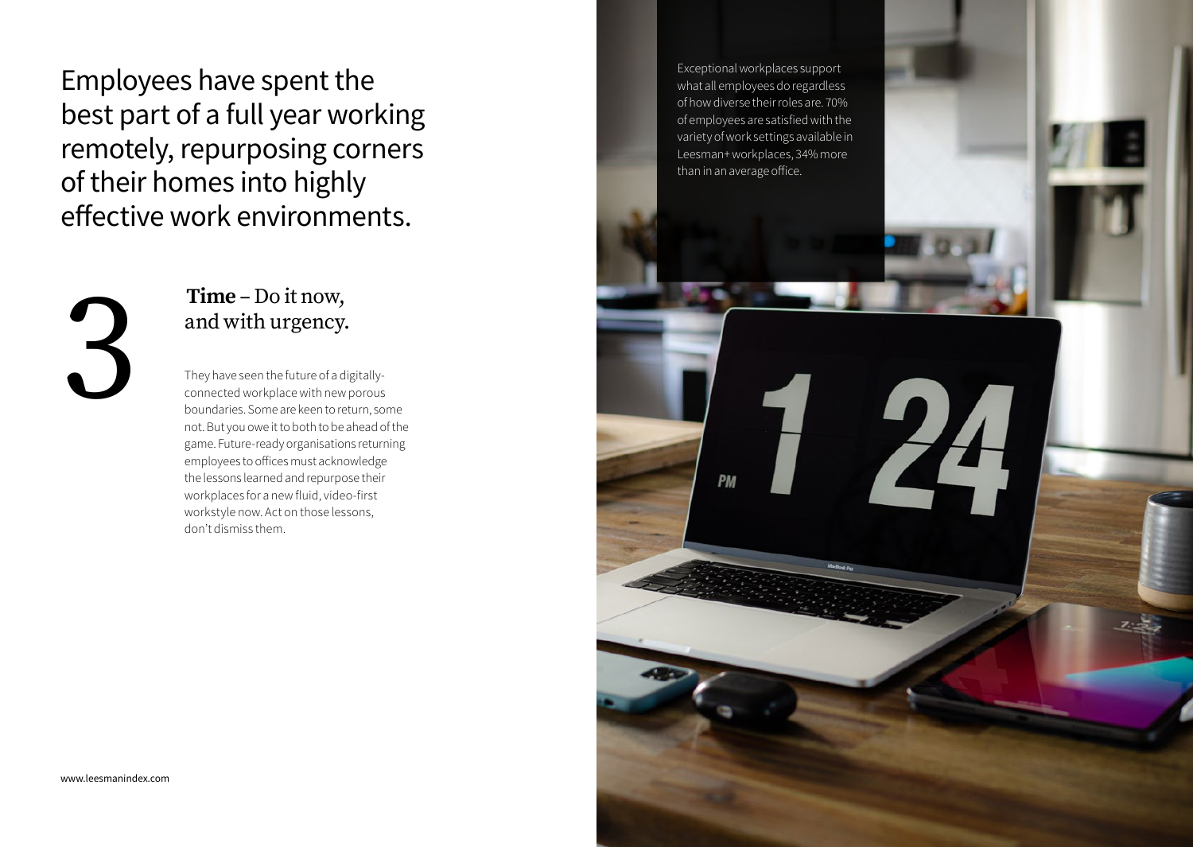# Employees have spent the best part of a full year working remotely, repurposing corners of their homes into highly effective work environments.

## 3 **Time** – Do it now, and with urgency.

They have seen the future of a digitally-connected workplace with new porous boundaries. Some are keen to return, some not. But you owe it to both to be ahead of the game. Future-ready organisations returning employees to offices must acknowledge the lessons learned and repurpose their workplaces for a new fluid, video-first workstyle now. Act on those lessons, don't dismiss them.

Exceptional workplaces support what all employees do regardless of how diverse their roles are. 70% of employees are satisfied with the variety of work settings available in Leesman+ workplaces, 34% more than in an average office.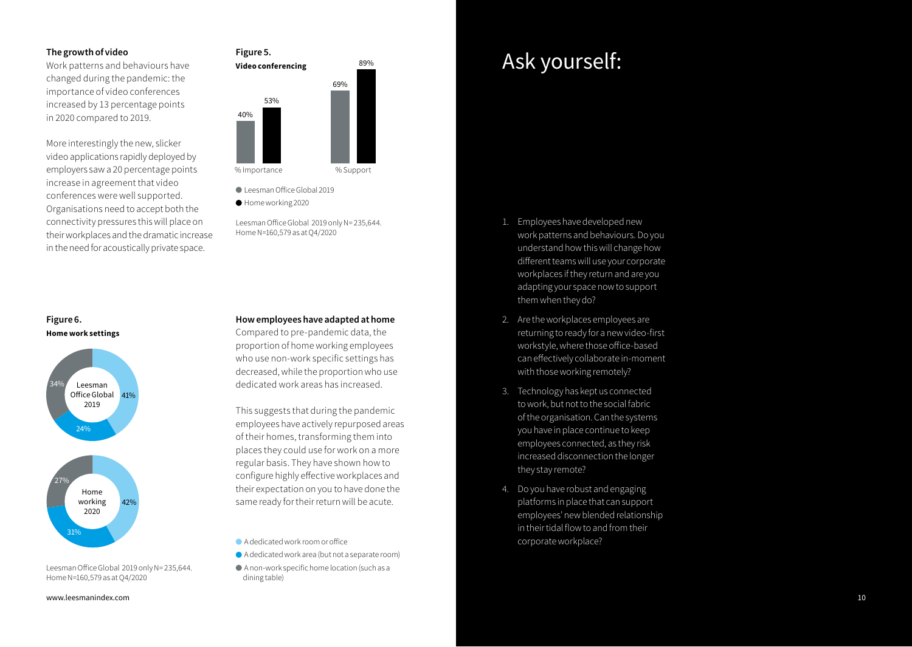### The growth of video

Work patterns and behaviours have changed during the pandemic: the importance of video conferences increased by 13 percentage points in 2020 compared to 2019.

More interestingly the new, slicker video applications rapidly deployed by employers saw a 20 percentage points increase in agreement that video conferences were well supported. Organisations need to accept both the connectivity pressures this will place on their workplaces and the dramatic increase in the need for acoustically private space.

**Figure 5.**
**Video conferencing**

| | Leesman Office Global 2019 | Home working 2020 |
|---|---|---|
| % Importance | 40% | 53% |
| % Support | 69% | 89% |

Leesman Office Global 2019 only N=235,644. Home N=160,579 as at Q4/2020

**Figure 6.**
**Home work settings**

| | Leesman Office Global 2019 | Home working 2020 |
|---|---|---|
| A dedicated work room or office | 41% | 42% |
| A dedicated work area (but not a separate room) | 24% | 31% |
| A non-work specific home location (such as a dining table) | 34% | 27% |

Leesman Office Global 2019 only N=235,644. Home N=160,579 as at Q4/2020

### How employees have adapted at home

Compared to pre-pandemic data, the proportion of home working employees who use non-work specific settings has decreased, while the proportion who use dedicated work areas has increased.

This suggests that during the pandemic employees have actively repurposed areas of their homes, transforming them into places they could use for work on a more regular basis. They have shown how to configure highly effective workplaces and their expectation on you to have done the same ready for their return will be acute.

www.leesmanindex.com

# Ask yourself:

1. Employees have developed new work patterns and behaviours. Do you understand how this will change how different teams will use your corporate workplaces if they return and are you adapting your space now to support them when they do?
2. Are the workplaces employees are returning to ready for a new video-first workstyle, where those office-based can effectively collaborate in-moment with those working remotely?
3. Technology has kept us connected to work, but not to the social fabric of the organisation. Can the systems you have in place continue to keep employees connected, as they risk increased disconnection the longer they stay remote?
4. Do you have robust and engaging platforms in place that can support employees' new blended relationship in their tidal flow to and from their corporate workplace?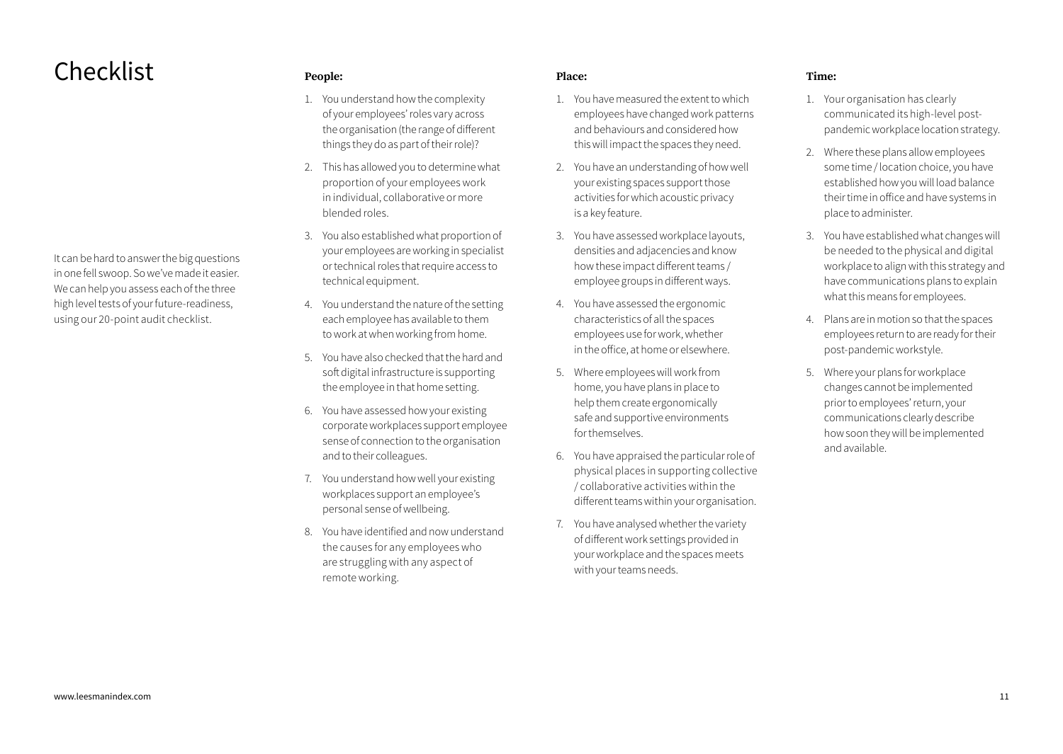# Checklist

It can be hard to answer the big questions in one fell swoop. So we've made it easier. We can help you assess each of the three high level tests of your future-readiness, using our 20-point audit checklist.

**People:**

1. You understand how the complexity of your employees' roles vary across the organisation (the range of different things they do as part of their role)?
2. This has allowed you to determine what proportion of your employees work in individual, collaborative or more blended roles.
3. You also established what proportion of your employees are working in specialist or technical roles that require access to technical equipment.
4. You understand the nature of the setting each employee has available to them to work at when working from home.
5. You have also checked that the hard and soft digital infrastructure is supporting the employee in that home setting.
6. You have assessed how your existing corporate workplaces support employee sense of connection to the organisation and to their colleagues.
7. You understand how well your existing workplaces support an employee's personal sense of wellbeing.
8. You have identified and now understand the causes for any employees who are struggling with any aspect of remote working.

**Place:**

1. You have measured the extent to which employees have changed work patterns and behaviours and considered how this will impact the spaces they need.
2. You have an understanding of how well your existing spaces support those activities for which acoustic privacy is a key feature.
3. You have assessed workplace layouts, densities and adjacencies and know how these impact different teams / employee groups in different ways.
4. You have assessed the ergonomic characteristics of all the spaces employees use for work, whether in the office, at home or elsewhere.
5. Where employees will work from home, you have plans in place to help them create ergonomically safe and supportive environments for themselves.
6. You have appraised the particular role of physical places in supporting collective / collaborative activities within the different teams within your organisation.
7. You have analysed whether the variety of different work settings provided in your workplace and the spaces meets with your teams needs.

**Time:**

1. Your organisation has clearly communicated its high-level post-pandemic workplace location strategy.
2. Where these plans allow employees some time / location choice, you have established how you will load balance their time in office and have systems in place to administer.
3. You have established what changes will be needed to the physical and digital workplace to align with this strategy and have communications plans to explain what this means for employees.
4. Plans are in motion so that the spaces employees return to are ready for their post-pandemic workstyle.
5. Where your plans for workplace changes cannot be implemented prior to employees' return, your communications clearly describe how soon they will be implemented and available.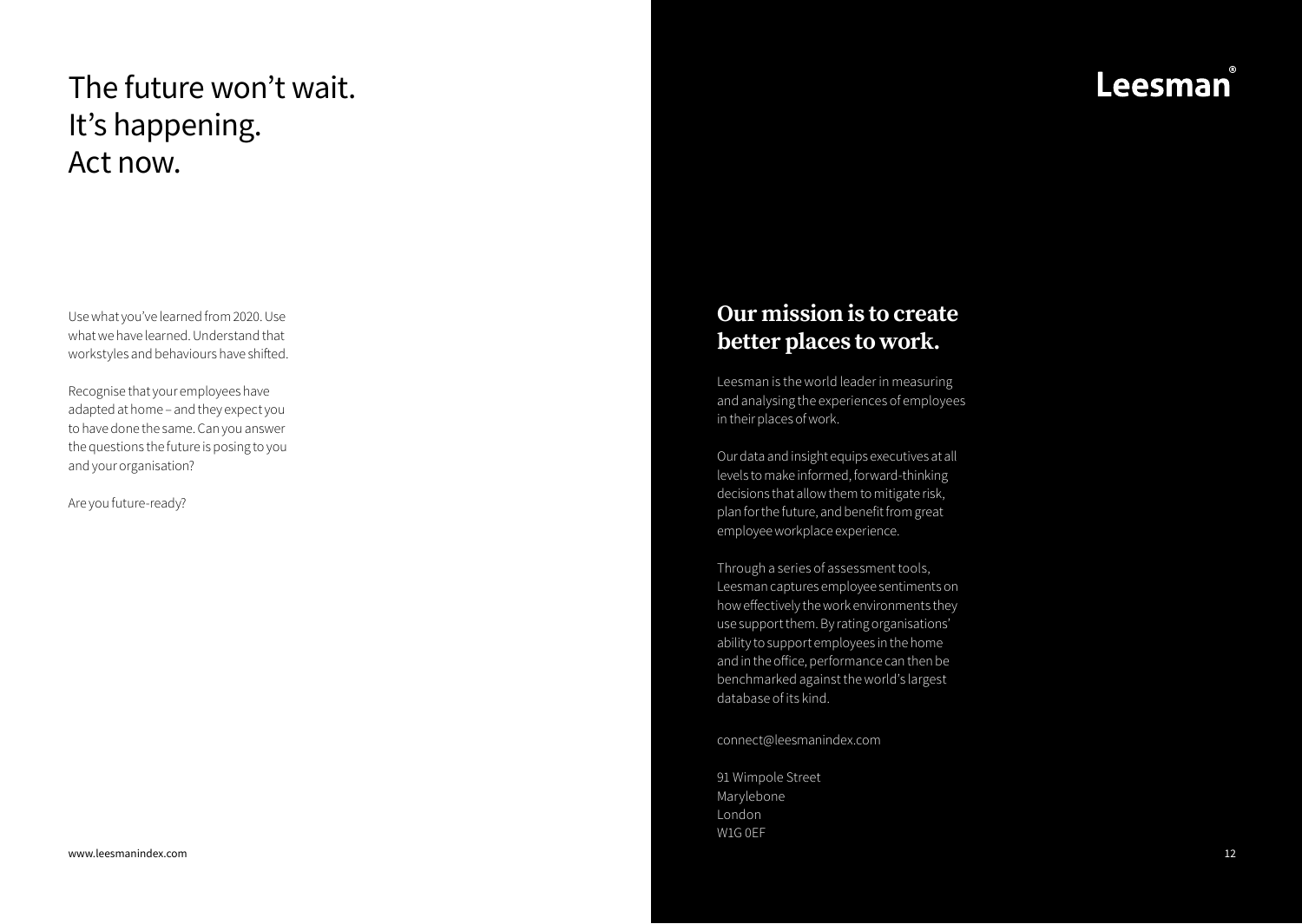# The future won't wait.
# It's happening.
# Act now.

Use what you've learned from 2020. Use what we have learned. Understand that workstyles and behaviours have shifted.

Recognise that your employees have adapted at home – and they expect you to have done the same. Can you answer the questions the future is posing to you and your organisation?

Are you future-ready?

www.leesmanindex.com

Leesman®

## Our mission is to create better places to work.

Leesman is the world leader in measuring and analysing the experiences of employees in their places of work.

Our data and insight equips executives at all levels to make informed, forward-thinking decisions that allow them to mitigate risk, plan for the future, and benefit from great employee workplace experience.

Through a series of assessment tools, Leesman captures employee sentiments on how effectively the work environments they use support them. By rating organisations' ability to support employees in the home and in the office, performance can then be benchmarked against the world's largest database of its kind.

connect@leesmanindex.com

91 Wimpole Street
Marylebone
London
W1G 0EF